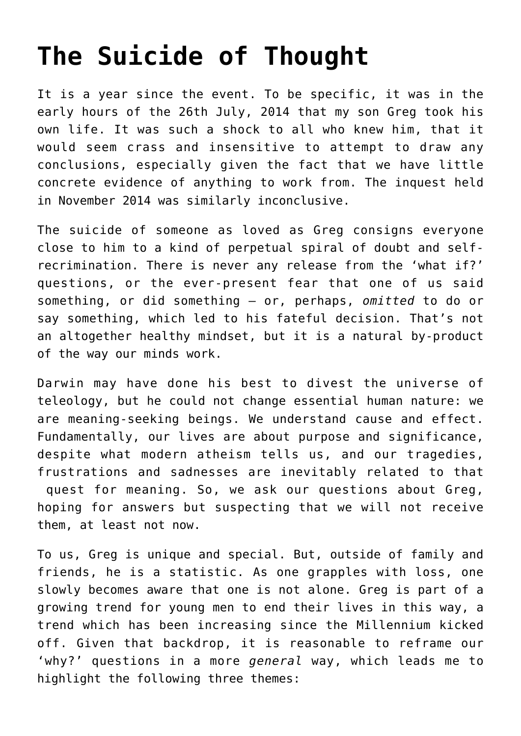# The Suicide of Thought

It is a year since the event. To be specific, it was in the early hours of the 26th July, 2014 that my son Greg took his own life. It was such a shock to all who knew him, that it would seem crass and insensitive to attempt to draw any conclusions, especially given the fact that we have little concrete evidence of anything to work from. The inquest held in November 2014 was similarly inconclusive.

The suicide of someone as loved as Greg consigns everyone close to him to a kind of perpetual spiral of doubt and self-recrimination. There is never any release from the 'what if?' questions, or the ever-present fear that one of us said something, or did something – or, perhaps, *omitted* to do or say something, which led to his fateful decision. That's not an altogether healthy mindset, but it is a natural by-product of the way our minds work.

Darwin may have done his best to divest the universe of teleology, but he could not change essential human nature: we are meaning-seeking beings. We understand cause and effect. Fundamentally, our lives are about purpose and significance, despite what modern atheism tells us, and our tragedies, frustrations and sadnesses are inevitably related to that quest for meaning. So, we ask our questions about Greg, hoping for answers but suspecting that we will not receive them, at least not now.

To us, Greg is unique and special. But, outside of family and friends, he is a statistic. As one grapples with loss, one slowly becomes aware that one is not alone. Greg is part of a growing trend for young men to end their lives in this way, a trend which has been increasing since the Millennium kicked off. Given that backdrop, it is reasonable to reframe our 'why?' questions in a more *general* way, which leads me to highlight the following three themes: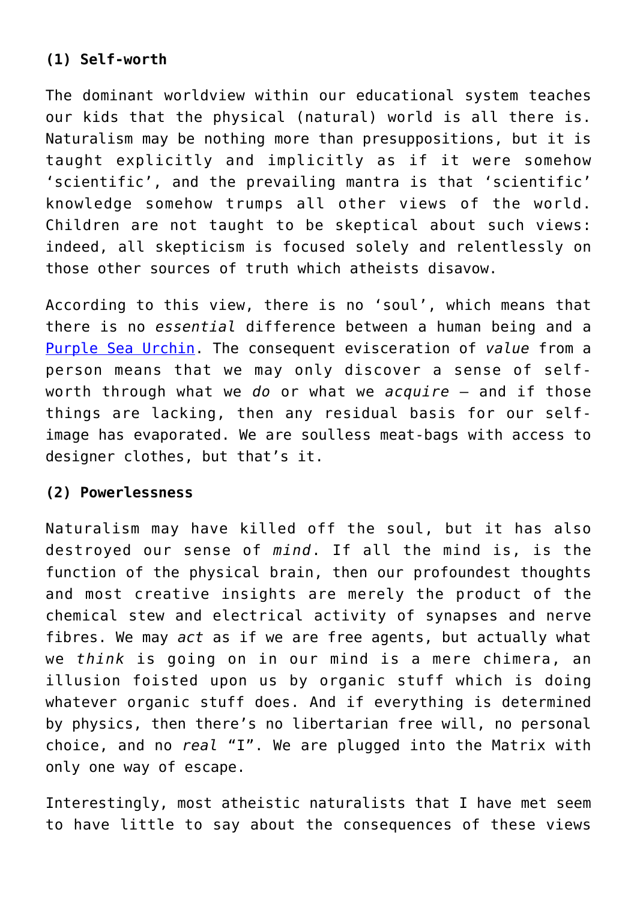**(1) Self-worth**

The dominant worldview within our educational system teaches our kids that the physical (natural) world is all there is. Naturalism may be nothing more than presuppositions, but it is taught explicitly and implicitly as if it were somehow 'scientific', and the prevailing mantra is that 'scientific' knowledge somehow trumps all other views of the world. Children are not taught to be skeptical about such views: indeed, all skepticism is focused solely and relentlessly on those other sources of truth which atheists disavow.

According to this view, there is no 'soul', which means that there is no *essential* difference between a human being and a Purple Sea Urchin. The consequent evisceration of *value* from a person means that we may only discover a sense of self-worth through what we *do* or what we *acquire* – and if those things are lacking, then any residual basis for our self-image has evaporated. We are soulless meat-bags with access to designer clothes, but that's it.

**(2) Powerlessness**

Naturalism may have killed off the soul, but it has also destroyed our sense of *mind*. If all the mind is, is the function of the physical brain, then our profoundest thoughts and most creative insights are merely the product of the chemical stew and electrical activity of synapses and nerve fibres. We may *act* as if we are free agents, but actually what we *think* is going on in our mind is a mere chimera, an illusion foisted upon us by organic stuff which is doing whatever organic stuff does. And if everything is determined by physics, then there's no libertarian free will, no personal choice, and no *real* "I". We are plugged into the Matrix with only one way of escape.

Interestingly, most atheistic naturalists that I have met seem to have little to say about the consequences of these views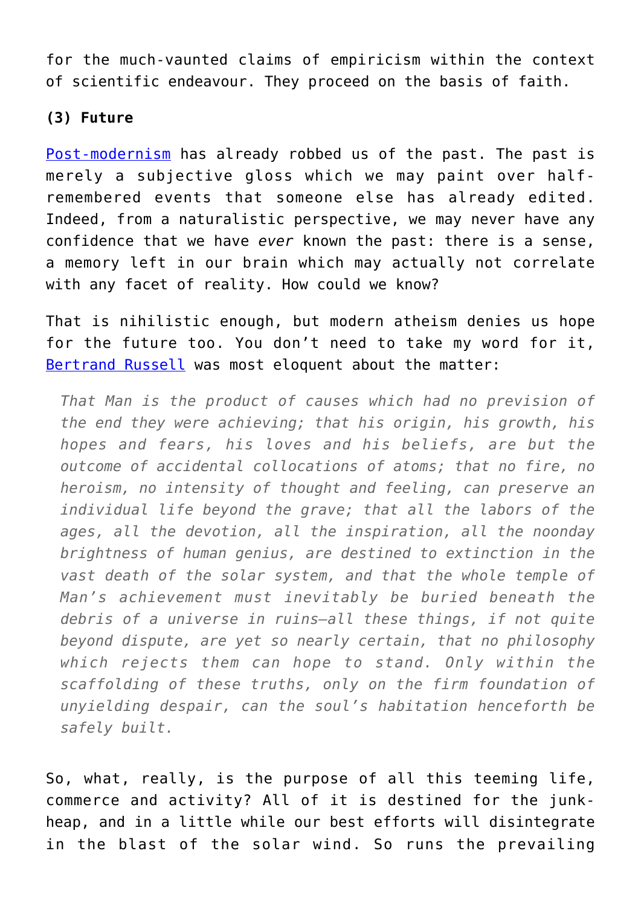for the much-vaunted claims of empiricism within the context of scientific endeavour. They proceed on the basis of faith.

**(3) Future**

[Post-modernism](#) has already robbed us of the past. The past is merely a subjective gloss which we may paint over half-remembered events that someone else has already edited. Indeed, from a naturalistic perspective, we may never have any confidence that we have *ever* known the past: there is a sense, a memory left in our brain which may actually not correlate with any facet of reality. How could we know?

That is nihilistic enough, but modern atheism denies us hope for the future too. You don't need to take my word for it, [Bertrand Russell](#) was most eloquent about the matter:

> *That Man is the product of causes which had no prevision of the end they were achieving; that his origin, his growth, his hopes and fears, his loves and his beliefs, are but the outcome of accidental collocations of atoms; that no fire, no heroism, no intensity of thought and feeling, can preserve an individual life beyond the grave; that all the labors of the ages, all the devotion, all the inspiration, all the noonday brightness of human genius, are destined to extinction in the vast death of the solar system, and that the whole temple of Man's achievement must inevitably be buried beneath the debris of a universe in ruins—all these things, if not quite beyond dispute, are yet so nearly certain, that no philosophy which rejects them can hope to stand. Only within the scaffolding of these truths, only on the firm foundation of unyielding despair, can the soul's habitation henceforth be safely built.*

So, what, really, is the purpose of all this teeming life, commerce and activity? All of it is destined for the junk-heap, and in a little while our best efforts will disintegrate in the blast of the solar wind. So runs the prevailing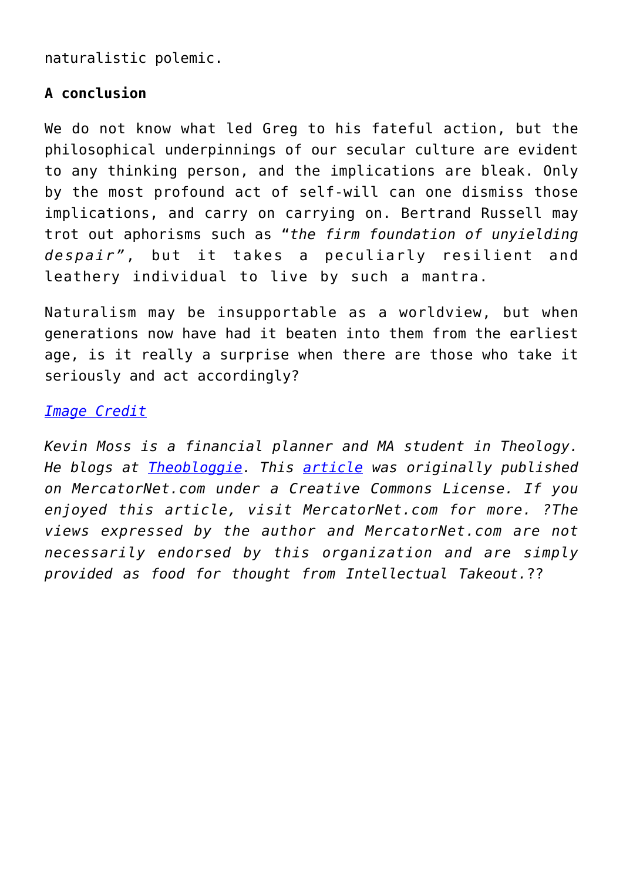naturalistic polemic.

**A conclusion**

We do not know what led Greg to his fateful action, but the philosophical underpinnings of our secular culture are evident to any thinking person, and the implications are bleak. Only by the most profound act of self-will can one dismiss those implications, and carry on carrying on. Bertrand Russell may trot out aphorisms such as "*the firm foundation of unyielding despair*", but it takes a peculiarly resilient and leathery individual to live by such a mantra.

Naturalism may be insupportable as a worldview, but when generations now have had it beaten into them from the earliest age, is it really a surprise when there are those who take it seriously and act accordingly?

*Image Credit*

*Kevin Moss is a financial planner and MA student in Theology. He blogs at Theobloggie. This article was originally published on MercatorNet.com under a Creative Commons License. If you enjoyed this article, visit MercatorNet.com for more. ?The views expressed by the author and MercatorNet.com are not necessarily endorsed by this organization and are simply provided as food for thought from Intellectual Takeout.*??